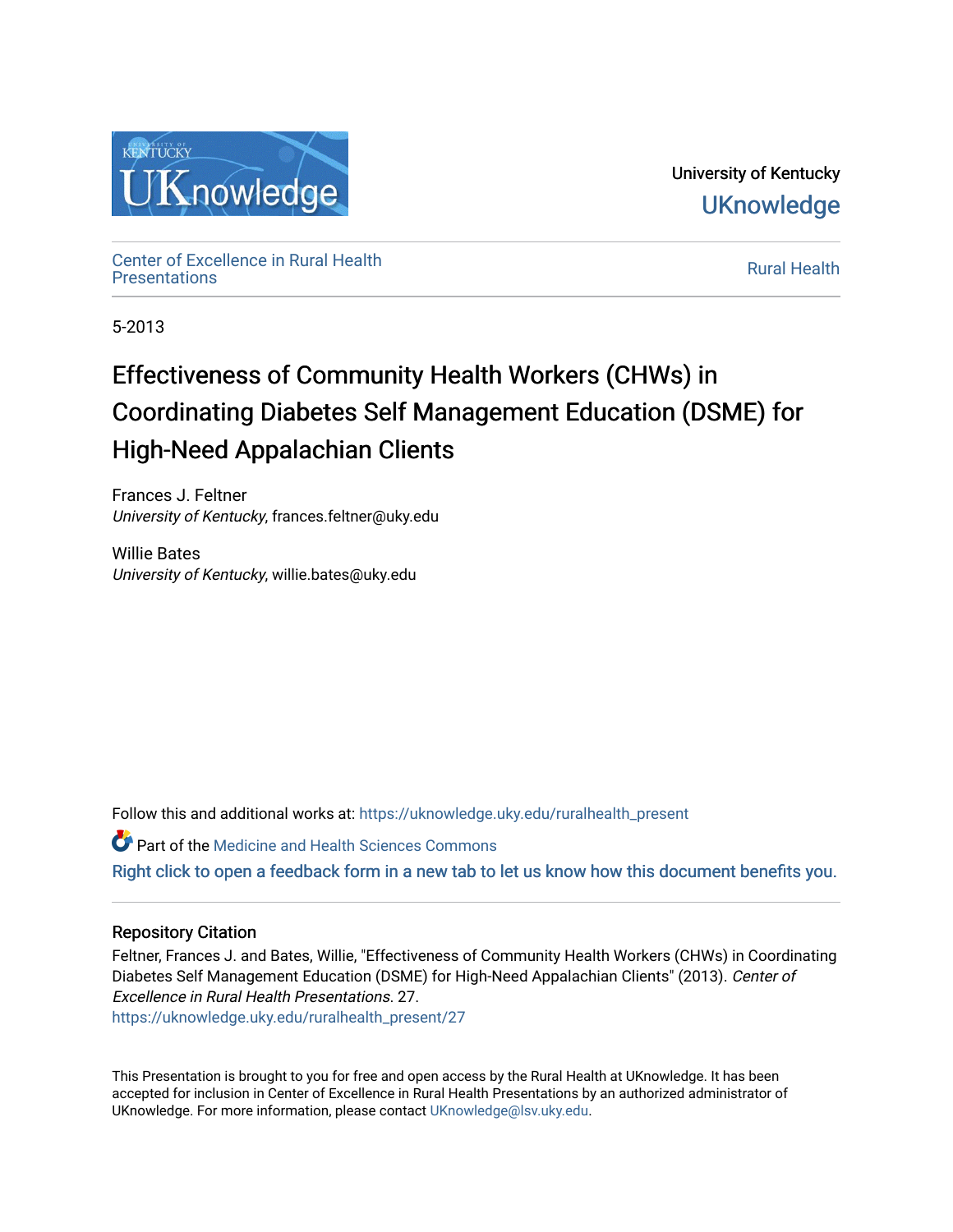University of Kentucky

UKnowledge

Center of Excellence in Rural Health Presentations

Rural Health

5-2013

# Effectiveness of Community Health Workers (CHWs) in Coordinating Diabetes Self Management Education (DSME) for High-Need Appalachian Clients

Frances J. Feltner
*University of Kentucky*, frances.feltner@uky.edu

Willie Bates
*University of Kentucky*, willie.bates@uky.edu

Follow this and additional works at: https://uknowledge.uky.edu/ruralhealth_present

Part of the Medicine and Health Sciences Commons

Right click to open a feedback form in a new tab to let us know how this document benefits you.

## Repository Citation

Feltner, Frances J. and Bates, Willie, "Effectiveness of Community Health Workers (CHWs) in Coordinating Diabetes Self Management Education (DSME) for High-Need Appalachian Clients" (2013). *Center of Excellence in Rural Health Presentations*. 27.
https://uknowledge.uky.edu/ruralhealth_present/27

This Presentation is brought to you for free and open access by the Rural Health at UKnowledge. It has been accepted for inclusion in Center of Excellence in Rural Health Presentations by an authorized administrator of UKnowledge. For more information, please contact UKnowledge@lsv.uky.edu.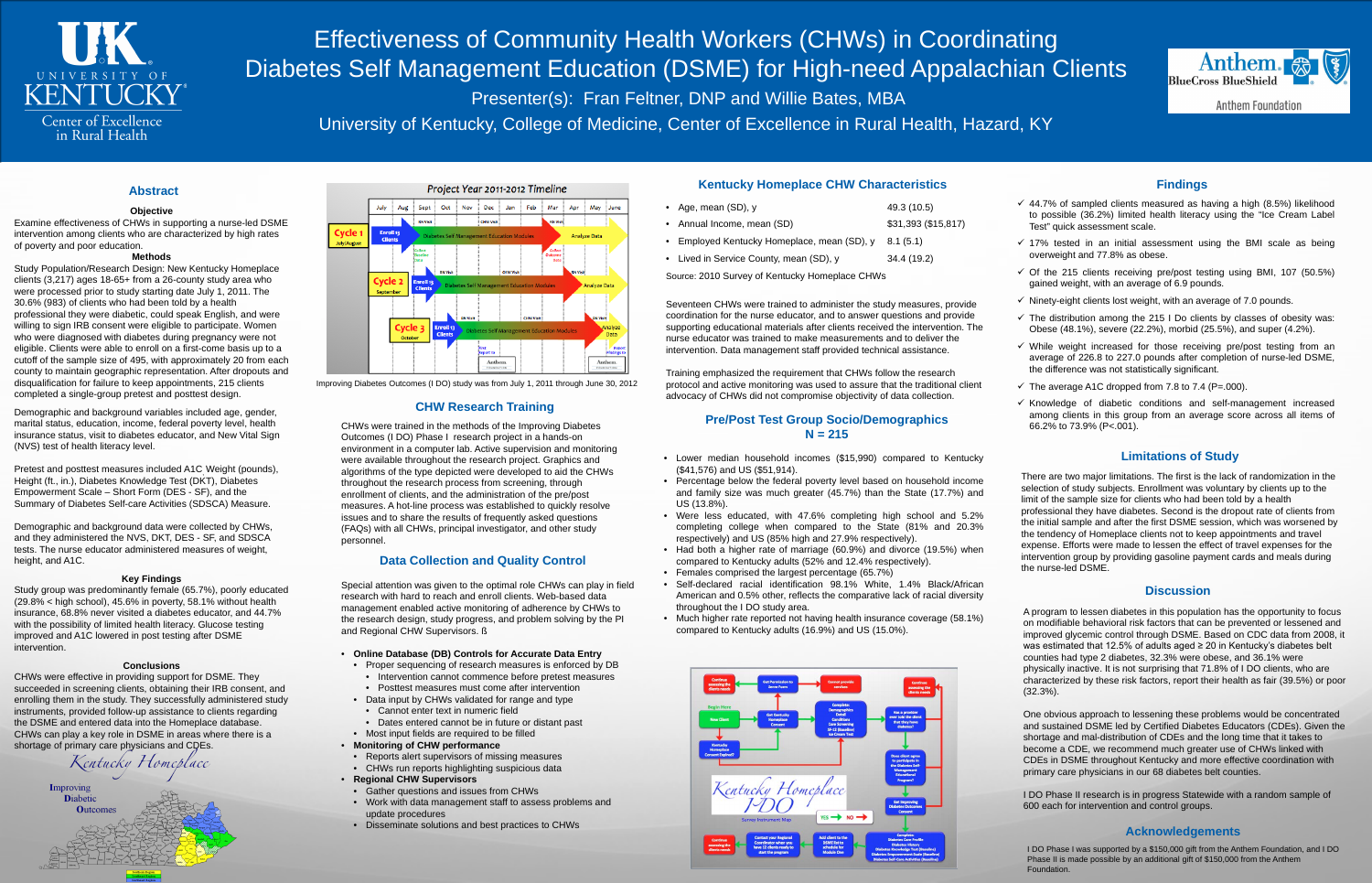# Effectiveness of Community Health Workers (CHWs) in Coordinating Diabetes Self Management Education (DSME) for High-need Appalachian Clients

Presenter(s): Fran Feltner, DNP and Willie Bates, MBA

University of Kentucky, College of Medicine, Center of Excellence in Rural Health, Hazard, KY

## Abstract

### Objective

Examine effectiveness of CHWs in supporting a nurse-led DSME intervention among clients who are characterized by high rates of poverty and poor education.

### Methods

Study Population/Research Design: New Kentucky Homeplace clients (3,217) ages 18-65+ from a 26-county study area who were processed prior to study starting date July 1, 2011. The 30.6% (983) of clients who had been told by a health professional they were diabetic, could speak English, and were willing to sign IRB consent were eligible to participate. Women who were diagnosed with diabetes during pregnancy were not eligible. Clients were able to enroll on a first-come basis up to a cutoff of the sample size of 495, with approximately 20 from each county to maintain geographic representation. After dropouts and disqualification for failure to keep appointments, 215 clients completed a single-group pretest and posttest design.

Demographic and background variables included age, gender, marital status, education, income, federal poverty level, health insurance status, visit to diabetes educator, and New Vital Sign (NVS) test of health literacy level.

Pretest and posttest measures included A1C Weight (pounds), Height (ft., in.), Diabetes Knowledge Test (DKT), Diabetes Empowerment Scale – Short Form (DES - SF), and the Summary of Diabetes Self-care Activities (SDSCA) Measure.

Demographic and background data were collected by CHWs, and they administered the NVS, DKT, DES - SF, and SDSCA tests. The nurse educator administered measures of weight, height, and A1C.

### Key Findings

Study group was predominantly female (65.7%), poorly educated (29.8% < high school), 45.6% in poverty, 58.1% without health insurance, 68.8% never visited a diabetes educator, and 44.7% with the possibility of limited health literacy. Glucose testing improved and A1C lowered in post testing after DSME intervention.

### Conclusions

CHWs were effective in providing support for DSME. They succeeded in screening clients, obtaining their IRB consent, and enrolling them in the study. They successfully administered study instruments, provided follow-up assistance to clients regarding the DSME and entered data into the Homeplace database. CHWs can play a key role in DSME in areas where there is a shortage of primary care physicians and CDEs.

Project Year 2011-2012 Timeline

July Aug Sept Oct Nov Dec Jan Feb Mar Apr May June

Cycle 1 July/August — Enrolling Clients — Diabetes Self Management Education Modules — Analyze Data

Cycle 2 September — Enrolling Clients — Diabetes Self Management Education Modules — Analyze Data

Cycle 3 October — Enrolling Clients — Diabetes Self Management Education Modules — Analyze Data

Improving Diabetes Outcomes (I DO) study was from July 1, 2011 through June 30, 2012

## CHW Research Training

CHWs were trained in the methods of the Improving Diabetes Outcomes (I DO) Phase I research project in a hands-on environment in a computer lab. Active supervision and monitoring were available throughout the research project. Graphics and algorithms of the type depicted were developed to aid the CHWs throughout the research process from screening, through enrollment of clients, and the administration of the pre/post measures. A hot-line process was established to quickly resolve issues and to share the results of frequently asked questions (FAQs) with all CHWs, principal investigator, and other study personnel.

## Data Collection and Quality Control

Special attention was given to the optimal role CHWs can play in field research with hard to reach and enroll clients. Web-based data management enabled active monitoring of adherence by CHWs to the research design, study progress, and problem solving by the PI and Regional CHW Supervisors. ß

- **Online Database (DB) Controls for Accurate Data Entry**
  - Proper sequencing of research measures is enforced by DB
    - Intervention cannot commence before pretest measures
    - Posttest measures must come after intervention
  - Data input by CHWs validated for range and type
    - Cannot enter text in numeric field
    - Dates entered cannot be in future or distant past
  - Most input fields are required to be filled
- **Monitoring of CHW performance**
  - Reports alert supervisors of missing measures
  - CHWs run reports highlighting suspicious data
- **Regional CHW Supervisors**
  - Gather questions and issues from CHWs
  - Work with data management staff to assess problems and update procedures
  - Disseminate solutions and best practices to CHWs

## Kentucky Homeplace CHW Characteristics

| | |
|---|---|
| Age, mean (SD), y | 49.3 (10.5) |
| Annual Income, mean (SD) | $31,393 ($15,817) |
| Employed Kentucky Homeplace, mean (SD), y | 8.1 (5.1) |
| Lived in Service County, mean (SD), y | 34.4 (19.2) |

Source: 2010 Survey of Kentucky Homeplace CHWs

Seventeen CHWs were trained to administer the study measures, provide coordination for the nurse educator, and to answer questions and provide supporting educational materials after clients received the intervention. The nurse educator was trained to make measurements and to deliver the intervention. Data management staff provided technical assistance.

Training emphasized the requirement that CHWs follow the research protocol and active monitoring was used to assure that the traditional client advocacy of CHWs did not compromise objectivity of data collection.

## Pre/Post Test Group Socio/Demographics N = 215

- Lower median household incomes ($15,990) compared to Kentucky ($41,576) and US ($51,914).
- Percentage below the federal poverty level based on household income and family size was much greater (45.7%) than the State (17.7%) and US (13.8%).
- Were less educated, with 47.6% completing high school and 5.2% completing college when compared to the State (81% and 20.3% respectively) and US (85% high and 27.9% respectively).
- Had both a higher rate of marriage (60.9%) and divorce (19.5%) when compared to Kentucky adults (52% and 12.4% respectively).
- Females comprised the largest percentage (65.7%)
- Self-declared racial identification 98.1% White, 1.4% Black/African American and 0.5% other, reflects the comparative lack of racial diversity throughout the I DO study area.
- Much higher rate reported not having health insurance coverage (58.1%) compared to Kentucky adults (16.9%) and US (15.0%).

Kentucky Homeplace I-DO Survey Instrument Map

## Findings

- ✓ 44.7% of sampled clients measured as having a high (8.5%) likelihood to possible (36.2%) limited health literacy using the "Ice Cream Label Test" quick assessment scale.
- ✓ 17% tested in an initial assessment using the BMI scale as being overweight and 77.8% as obese.
- ✓ Of the 215 clients receiving pre/post testing using BMI, 107 (50.5%) gained weight, with an average of 6.9 pounds.
- ✓ Ninety-eight clients lost weight, with an average of 7.0 pounds.
- ✓ The distribution among the 215 I Do clients by classes of obesity was: Obese (48.1%), severe (22.2%), morbid (25.5%), and super (4.2%).
- ✓ While weight increased for those receiving pre/post testing from an average of 226.8 to 227.0 pounds after completion of nurse-led DSME, the difference was not statistically significant.
- ✓ The average A1C dropped from 7.8 to 7.4 (P=.000).
- ✓ Knowledge of diabetic conditions and self-management increased among clients in this group from an average score across all items of 66.2% to 73.9% (P<.001).

## Limitations of Study

There are two major limitations. The first is the lack of randomization in the selection of study subjects. Enrollment was voluntary by clients up to the limit of the sample size for clients who had been told by a health professional they have diabetes. Second is the dropout rate of clients from the initial sample and after the first DSME session, which was worsened by the tendency of Homeplace clients not to keep appointments and travel expense. Efforts were made to lessen the effect of travel expenses for the intervention group by providing gasoline payment cards and meals during the nurse-led DSME.

## Discussion

A program to lessen diabetes in this population has the opportunity to focus on modifiable behavioral risk factors that can be prevented or lessened and improved glycemic control through DSME. Based on CDC data from 2008, it was estimated that 12.5% of adults aged ≥ 20 in Kentucky's diabetes belt counties had type 2 diabetes, 32.3% were obese, and 36.1% were physically inactive. It is not surprising that 71.8% of I DO clients, who are characterized by these risk factors, report their health as fair (39.5%) or poor (32.3%).

One obvious approach to lessening these problems would be concentrated and sustained DSME led by Certified Diabetes Educators (CDEs). Given the shortage and mal-distribution of CDEs and the long time that it takes to become a CDE, we recommend much greater use of CHWs linked with CDEs in DSME throughout Kentucky and more effective coordination with primary care physicians in our 68 diabetes belt counties.

I DO Phase II research is in progress Statewide with a random sample of 600 each for intervention and control groups.

## Acknowledgements

I DO Phase I was supported by a $150,000 gift from the Anthem Foundation, and I DO Phase II is made possible by an additional gift of $150,000 from the Anthem Foundation.